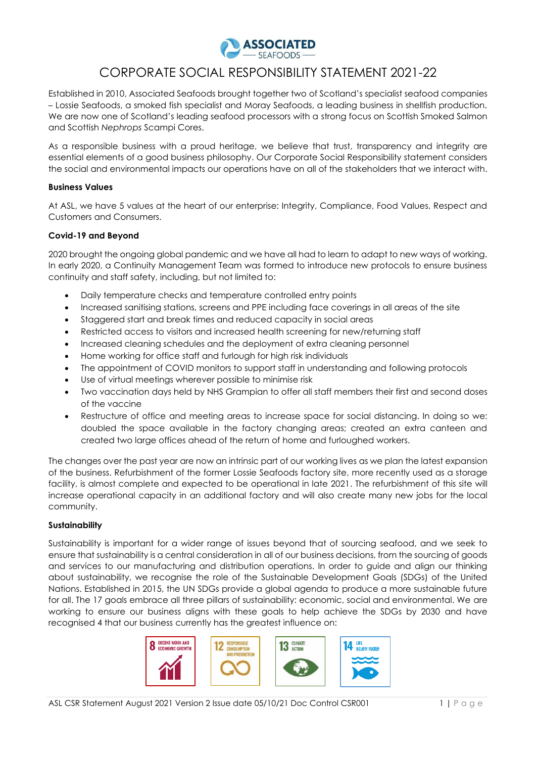# CORPORATE SOCIAL RESPONSIBILITY STATEMENT 2021-22

Established in 2010, Associated Seafoods brought together two of Scotland's specialist seafood companies – Lossie Seafoods, a smoked fish specialist and Moray Seafoods, a leading business in shellfish production. We are now one of Scotland's leading seafood processors with a strong focus on Scottish Smoked Salmon and Scottish *Nephrops* Scampi Cores.

As a responsible business with a proud heritage, we believe that trust, transparency and integrity are essential elements of a good business philosophy. Our Corporate Social Responsibility statement considers the social and environmental impacts our operations have on all of the stakeholders that we interact with.

**Business Values**

At ASL, we have 5 values at the heart of our enterprise: Integrity, Compliance, Food Values, Respect and Customers and Consumers.

**Covid-19 and Beyond**

2020 brought the ongoing global pandemic and we have all had to learn to adapt to new ways of working. In early 2020, a Continuity Management Team was formed to introduce new protocols to ensure business continuity and staff safety, including, but not limited to:

- Daily temperature checks and temperature controlled entry points
- Increased sanitising stations, screens and PPE including face coverings in all areas of the site
- Staggered start and break times and reduced capacity in social areas
- Restricted access to visitors and increased health screening for new/returning staff
- Increased cleaning schedules and the deployment of extra cleaning personnel
- Home working for office staff and furlough for high risk individuals
- The appointment of COVID monitors to support staff in understanding and following protocols
- Use of virtual meetings wherever possible to minimise risk
- Two vaccination days held by NHS Grampian to offer all staff members their first and second doses of the vaccine
- Restructure of office and meeting areas to increase space for social distancing. In doing so we: doubled the space available in the factory changing areas; created an extra canteen and created two large offices ahead of the return of home and furloughed workers.

The changes over the past year are now an intrinsic part of our working lives as we plan the latest expansion of the business. Refurbishment of the former Lossie Seafoods factory site, more recently used as a storage facility, is almost complete and expected to be operational in late 2021. The refurbishment of this site will increase operational capacity in an additional factory and will also create many new jobs for the local community.

**Sustainability**

Sustainability is important for a wider range of issues beyond that of sourcing seafood, and we seek to ensure that sustainability is a central consideration in all of our business decisions, from the sourcing of goods and services to our manufacturing and distribution operations. In order to guide and align our thinking about sustainability, we recognise the role of the Sustainable Development Goals (SDGs) of the United Nations. Established in 2015, the UN SDGs provide a global agenda to produce a more sustainable future for all. The 17 goals embrace all three pillars of sustainability: economic, social and environmental. We are working to ensure our business aligns with these goals to help achieve the SDGs by 2030 and have recognised 4 that our business currently has the greatest influence on:

8 DECENT WORK AND ECONOMIC GROWTH | 12 RESPONSIBLE CONSUMPTION AND PRODUCTION | 13 CLIMATE ACTION | 14 LIFE BELOW WATER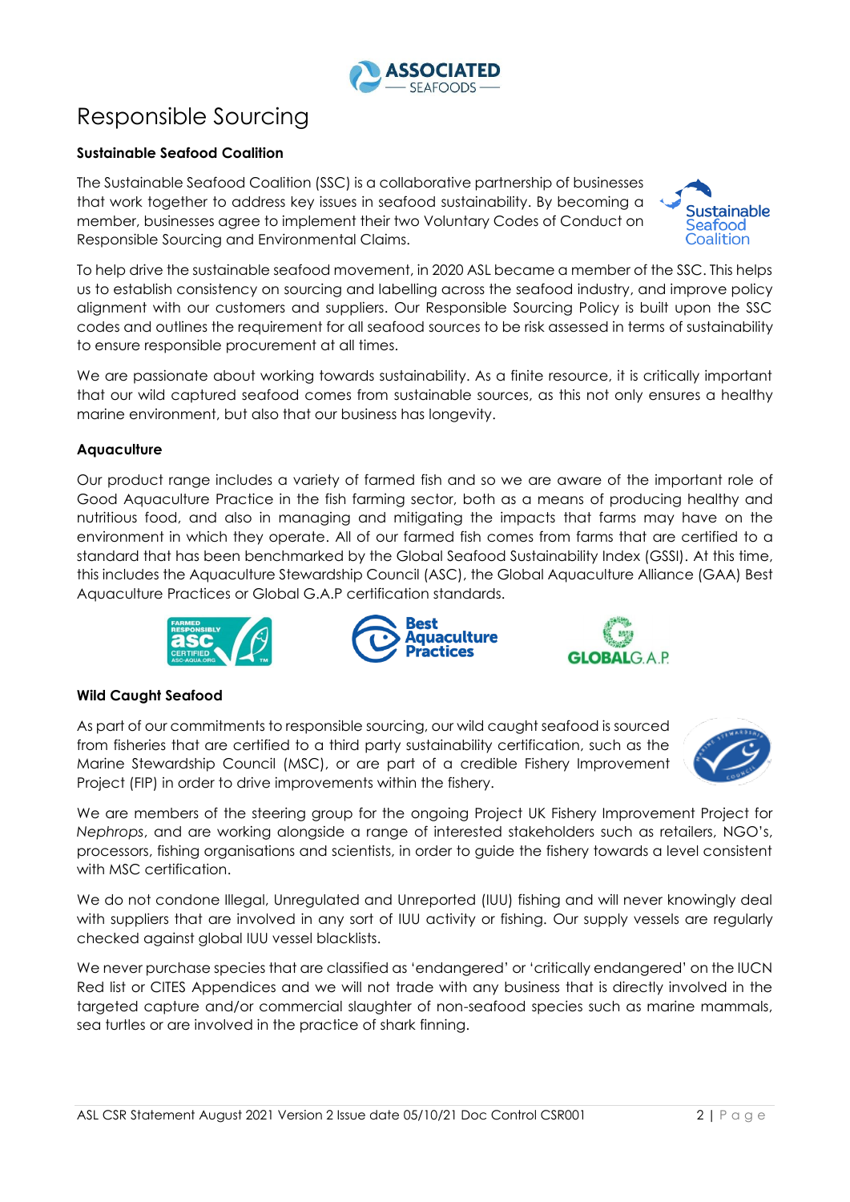# Responsible Sourcing

### Sustainable Seafood Coalition

The Sustainable Seafood Coalition (SSC) is a collaborative partnership of businesses that work together to address key issues in seafood sustainability. By becoming a member, businesses agree to implement their two Voluntary Codes of Conduct on Responsible Sourcing and Environmental Claims.

To help drive the sustainable seafood movement, in 2020 ASL became a member of the SSC. This helps us to establish consistency on sourcing and labelling across the seafood industry, and improve policy alignment with our customers and suppliers. Our Responsible Sourcing Policy is built upon the SSC codes and outlines the requirement for all seafood sources to be risk assessed in terms of sustainability to ensure responsible procurement at all times.

We are passionate about working towards sustainability. As a finite resource, it is critically important that our wild captured seafood comes from sustainable sources, as this not only ensures a healthy marine environment, but also that our business has longevity.

### Aquaculture

Our product range includes a variety of farmed fish and so we are aware of the important role of Good Aquaculture Practice in the fish farming sector, both as a means of producing healthy and nutritious food, and also in managing and mitigating the impacts that farms may have on the environment in which they operate. All of our farmed fish comes from farms that are certified to a standard that has been benchmarked by the Global Seafood Sustainability Index (GSSI). At this time, this includes the Aquaculture Stewardship Council (ASC), the Global Aquaculture Alliance (GAA) Best Aquaculture Practices or Global G.A.P certification standards.

### Wild Caught Seafood

As part of our commitments to responsible sourcing, our wild caught seafood is sourced from fisheries that are certified to a third party sustainability certification, such as the Marine Stewardship Council (MSC), or are part of a credible Fishery Improvement Project (FIP) in order to drive improvements within the fishery.

We are members of the steering group for the ongoing Project UK Fishery Improvement Project for *Nephrops*, and are working alongside a range of interested stakeholders such as retailers, NGO's, processors, fishing organisations and scientists, in order to guide the fishery towards a level consistent with MSC certification.

We do not condone Illegal, Unregulated and Unreported (IUU) fishing and will never knowingly deal with suppliers that are involved in any sort of IUU activity or fishing. Our supply vessels are regularly checked against global IUU vessel blacklists.

We never purchase species that are classified as 'endangered' or 'critically endangered' on the IUCN Red list or CITES Appendices and we will not trade with any business that is directly involved in the targeted capture and/or commercial slaughter of non-seafood species such as marine mammals, sea turtles or are involved in the practice of shark finning.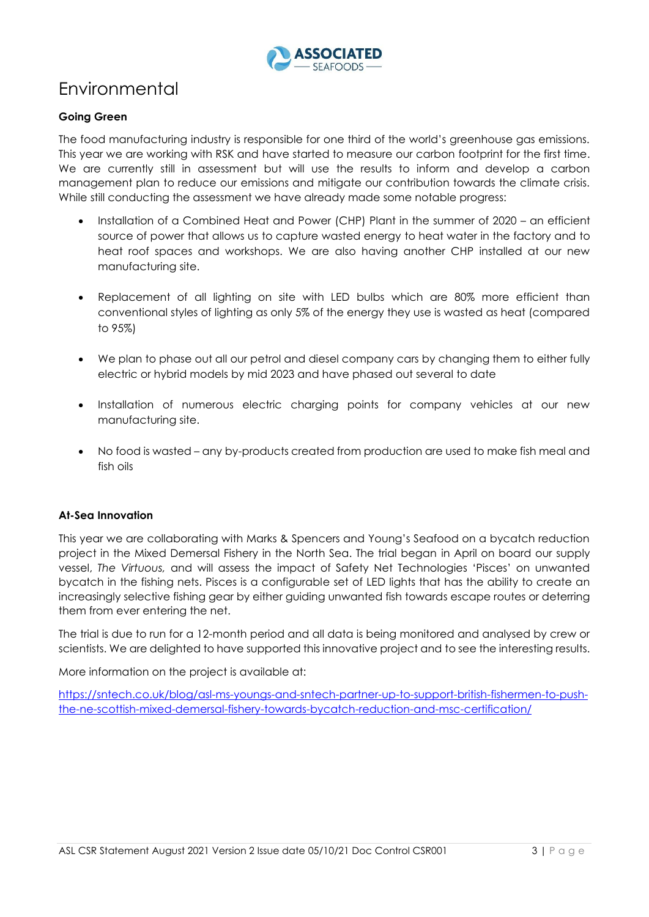# Environmental

### Going Green

The food manufacturing industry is responsible for one third of the world's greenhouse gas emissions. This year we are working with RSK and have started to measure our carbon footprint for the first time. We are currently still in assessment but will use the results to inform and develop a carbon management plan to reduce our emissions and mitigate our contribution towards the climate crisis. While still conducting the assessment we have already made some notable progress:

- Installation of a Combined Heat and Power (CHP) Plant in the summer of 2020 – an efficient source of power that allows us to capture wasted energy to heat water in the factory and to heat roof spaces and workshops. We are also having another CHP installed at our new manufacturing site.

- Replacement of all lighting on site with LED bulbs which are 80% more efficient than conventional styles of lighting as only 5% of the energy they use is wasted as heat (compared to 95%)

- We plan to phase out all our petrol and diesel company cars by changing them to either fully electric or hybrid models by mid 2023 and have phased out several to date

- Installation of numerous electric charging points for company vehicles at our new manufacturing site.

- No food is wasted – any by-products created from production are used to make fish meal and fish oils

### At-Sea Innovation

This year we are collaborating with Marks & Spencers and Young's Seafood on a bycatch reduction project in the Mixed Demersal Fishery in the North Sea. The trial began in April on board our supply vessel, *The Virtuous,* and will assess the impact of Safety Net Technologies 'Pisces' on unwanted bycatch in the fishing nets. Pisces is a configurable set of LED lights that has the ability to create an increasingly selective fishing gear by either guiding unwanted fish towards escape routes or deterring them from ever entering the net.

The trial is due to run for a 12-month period and all data is being monitored and analysed by crew or scientists. We are delighted to have supported this innovative project and to see the interesting results.

More information on the project is available at:

https://sntech.co.uk/blog/asl-ms-youngs-and-sntech-partner-up-to-support-british-fishermen-to-push-the-ne-scottish-mixed-demersal-fishery-towards-bycatch-reduction-and-msc-certification/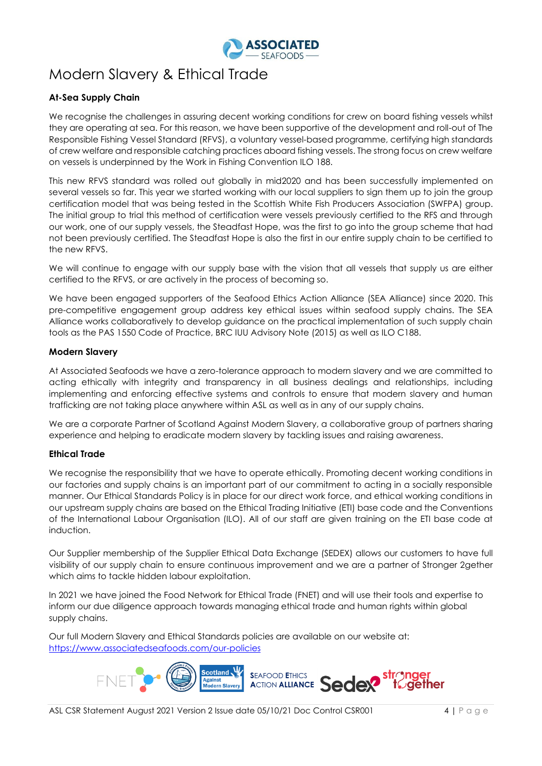# Modern Slavery & Ethical Trade

### At-Sea Supply Chain

We recognise the challenges in assuring decent working conditions for crew on board fishing vessels whilst they are operating at sea. For this reason, we have been supportive of the development and roll-out of The Responsible Fishing Vessel Standard (RFVS), a voluntary vessel-based programme, certifying high standards of crew welfare and responsible catching practices aboard fishing vessels. The strong focus on crew welfare on vessels is underpinned by the Work in Fishing Convention ILO 188.

This new RFVS standard was rolled out globally in mid2020 and has been successfully implemented on several vessels so far. This year we started working with our local suppliers to sign them up to join the group certification model that was being tested in the Scottish White Fish Producers Association (SWFPA) group. The initial group to trial this method of certification were vessels previously certified to the RFS and through our work, one of our supply vessels, the Steadfast Hope, was the first to go into the group scheme that had not been previously certified. The Steadfast Hope is also the first in our entire supply chain to be certified to the new RFVS.

We will continue to engage with our supply base with the vision that all vessels that supply us are either certified to the RFVS, or are actively in the process of becoming so.

We have been engaged supporters of the Seafood Ethics Action Alliance (SEA Alliance) since 2020. This pre-competitive engagement group address key ethical issues within seafood supply chains. The SEA Alliance works collaboratively to develop guidance on the practical implementation of such supply chain tools as the PAS 1550 Code of Practice, BRC IUU Advisory Note (2015) as well as ILO C188.

### Modern Slavery

At Associated Seafoods we have a zero-tolerance approach to modern slavery and we are committed to acting ethically with integrity and transparency in all business dealings and relationships, including implementing and enforcing effective systems and controls to ensure that modern slavery and human trafficking are not taking place anywhere within ASL as well as in any of our supply chains.

We are a corporate Partner of Scotland Against Modern Slavery, a collaborative group of partners sharing experience and helping to eradicate modern slavery by tackling issues and raising awareness.

### Ethical Trade

We recognise the responsibility that we have to operate ethically. Promoting decent working conditions in our factories and supply chains is an important part of our commitment to acting in a socially responsible manner. Our Ethical Standards Policy is in place for our direct work force, and ethical working conditions in our upstream supply chains are based on the Ethical Trading Initiative (ETI) base code and the Conventions of the International Labour Organisation (ILO). All of our staff are given training on the ETI base code at induction.

Our Supplier membership of the Supplier Ethical Data Exchange (SEDEX) allows our customers to have full visibility of our supply chain to ensure continuous improvement and we are a partner of Stronger 2gether which aims to tackle hidden labour exploitation.

In 2021 we have joined the Food Network for Ethical Trade (FNET) and will use their tools and expertise to inform our due diligence approach towards managing ethical trade and human rights within global supply chains.

Our full Modern Slavery and Ethical Standards policies are available on our website at: [https://www.associatedseafoods.com/our-policies](https://www.associatedseafoods.com/our-policies)

FNET | Scotland Against Modern Slavery | SEAFOOD ETHICS ACTION ALLIANCE | Sedex | stronger together

ASL CSR Statement August 2021 Version 2 Issue date 05/10/21 Doc Control CSR001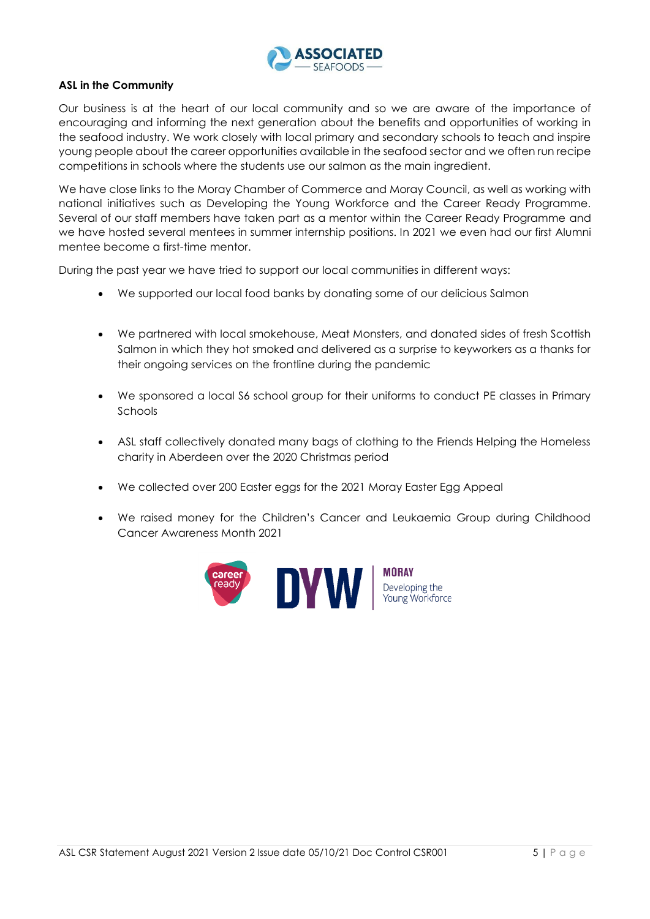## ASL in the Community

Our business is at the heart of our local community and so we are aware of the importance of encouraging and informing the next generation about the benefits and opportunities of working in the seafood industry. We work closely with local primary and secondary schools to teach and inspire young people about the career opportunities available in the seafood sector and we often run recipe competitions in schools where the students use our salmon as the main ingredient.

We have close links to the Moray Chamber of Commerce and Moray Council, as well as working with national initiatives such as Developing the Young Workforce and the Career Ready Programme. Several of our staff members have taken part as a mentor within the Career Ready Programme and we have hosted several mentees in summer internship positions. In 2021 we even had our first Alumni mentee become a first-time mentor.

During the past year we have tried to support our local communities in different ways:

- We supported our local food banks by donating some of our delicious Salmon
- We partnered with local smokehouse, Meat Monsters, and donated sides of fresh Scottish Salmon in which they hot smoked and delivered as a surprise to keyworkers as a thanks for their ongoing services on the frontline during the pandemic
- We sponsored a local S6 school group for their uniforms to conduct PE classes in Primary Schools
- ASL staff collectively donated many bags of clothing to the Friends Helping the Homeless charity in Aberdeen over the 2020 Christmas period
- We collected over 200 Easter eggs for the 2021 Moray Easter Egg Appeal
- We raised money for the Children's Cancer and Leukaemia Group during Childhood Cancer Awareness Month 2021